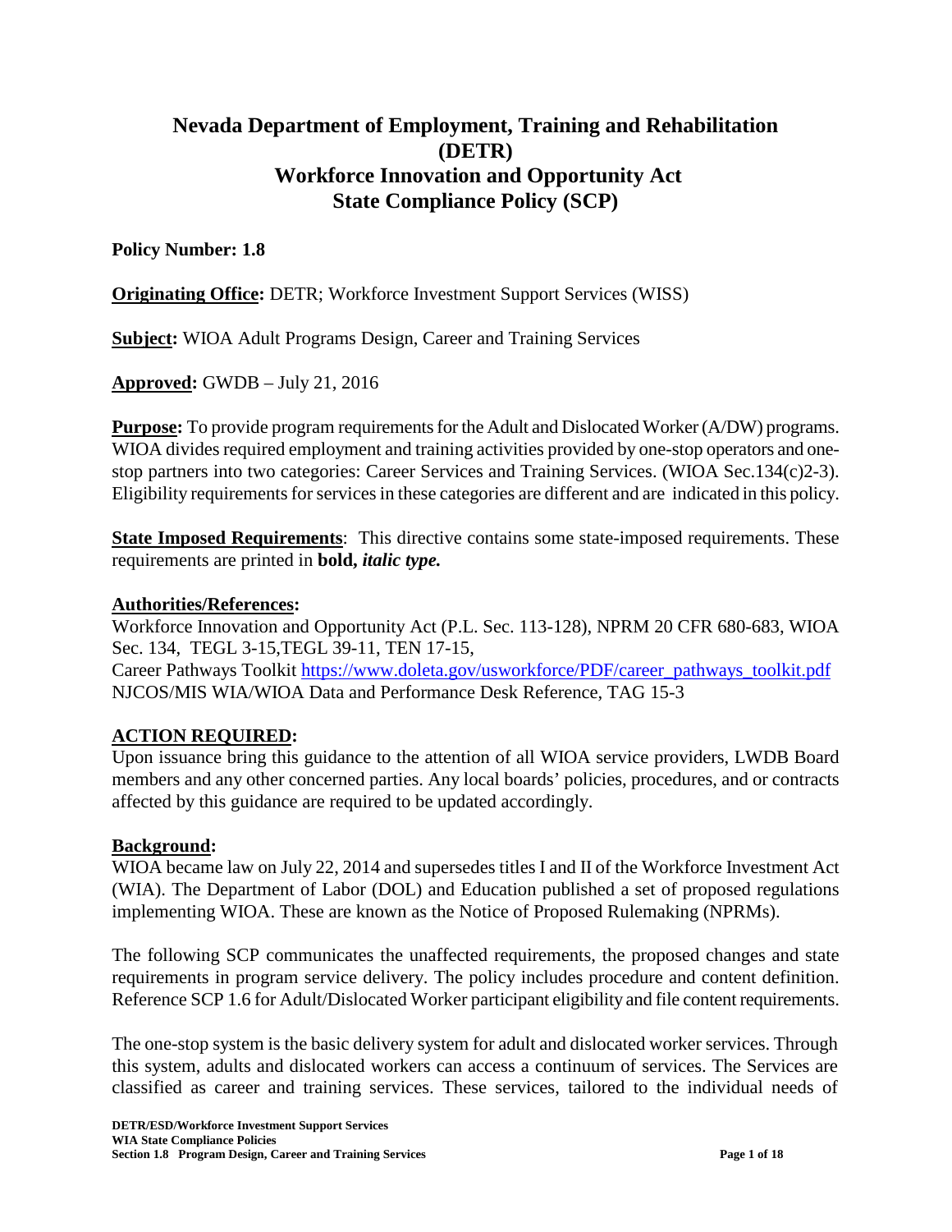# Nevada Department of Employment, Training and Rehabilitation (DETR)
# Workforce Innovation and Opportunity Act
# State Compliance Policy (SCP)

**Policy Number: 1.8**

**Originating Office:** DETR; Workforce Investment Support Services (WISS)

**Subject:** WIOA Adult Programs Design, Career and Training Services

**Approved:** GWDB – July 21, 2016

**Purpose:** To provide program requirements for the Adult and Dislocated Worker (A/DW) programs. WIOA divides required employment and training activities provided by one-stop operators and one-stop partners into two categories: Career Services and Training Services. (WIOA Sec.134(c)2-3). Eligibility requirements for services in these categories are different and are indicated in this policy.

**State Imposed Requirements**: This directive contains some state-imposed requirements. These requirements are printed in **bold, *italic type.***

**Authorities/References:**
Workforce Innovation and Opportunity Act (P.L. Sec. 113-128), NPRM 20 CFR 680-683, WIOA Sec. 134, TEGL 3-15,TEGL 39-11, TEN 17-15,
Career Pathways Toolkit https://www.doleta.gov/usworkforce/PDF/career_pathways_toolkit.pdf
NJCOS/MIS WIA/WIOA Data and Performance Desk Reference, TAG 15-3

**ACTION REQUIRED:**
Upon issuance bring this guidance to the attention of all WIOA service providers, LWDB Board members and any other concerned parties. Any local boards' policies, procedures, and or contracts affected by this guidance are required to be updated accordingly.

**Background:**
WIOA became law on July 22, 2014 and supersedes titles I and II of the Workforce Investment Act (WIA). The Department of Labor (DOL) and Education published a set of proposed regulations implementing WIOA. These are known as the Notice of Proposed Rulemaking (NPRMs).

The following SCP communicates the unaffected requirements, the proposed changes and state requirements in program service delivery. The policy includes procedure and content definition. Reference SCP 1.6 for Adult/Dislocated Worker participant eligibility and file content requirements.

The one-stop system is the basic delivery system for adult and dislocated worker services. Through this system, adults and dislocated workers can access a continuum of services. The Services are classified as career and training services. These services, tailored to the individual needs of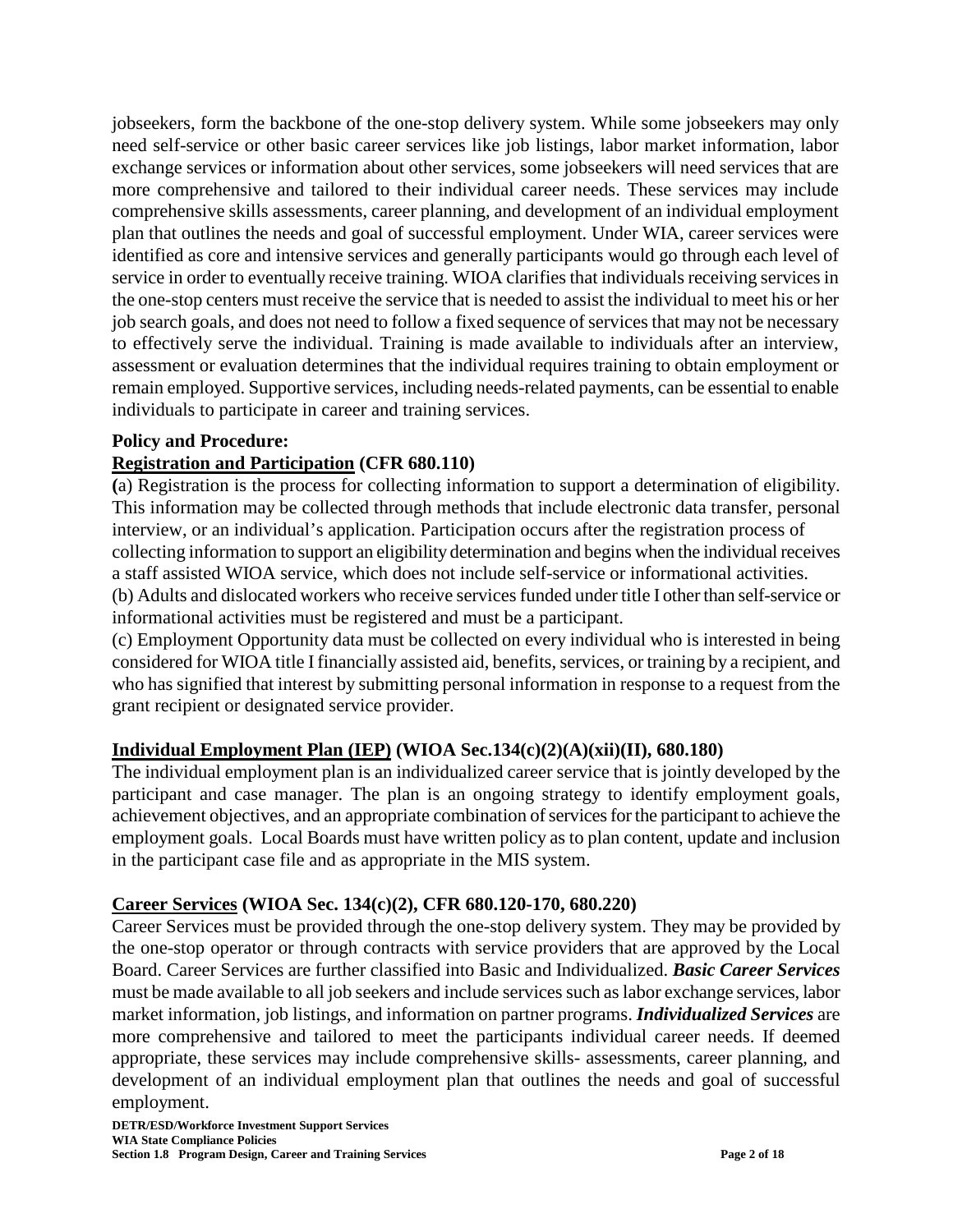jobseekers, form the backbone of the one-stop delivery system. While some jobseekers may only need self-service or other basic career services like job listings, labor market information, labor exchange services or information about other services, some jobseekers will need services that are more comprehensive and tailored to their individual career needs. These services may include comprehensive skills assessments, career planning, and development of an individual employment plan that outlines the needs and goal of successful employment. Under WIA, career services were identified as core and intensive services and generally participants would go through each level of service in order to eventually receive training. WIOA clarifies that individuals receiving services in the one-stop centers must receive the service that is needed to assist the individual to meet his or her job search goals, and does not need to follow a fixed sequence of services that may not be necessary to effectively serve the individual. Training is made available to individuals after an interview, assessment or evaluation determines that the individual requires training to obtain employment or remain employed. Supportive services, including needs-related payments, can be essential to enable individuals to participate in career and training services.

**Policy and Procedure:**

**Registration and Participation (CFR 680.110)**

(a) Registration is the process for collecting information to support a determination of eligibility. This information may be collected through methods that include electronic data transfer, personal interview, or an individual's application. Participation occurs after the registration process of collecting information to support an eligibility determination and begins when the individual receives a staff assisted WIOA service, which does not include self-service or informational activities.

(b) Adults and dislocated workers who receive services funded under title I other than self-service or informational activities must be registered and must be a participant.

(c) Employment Opportunity data must be collected on every individual who is interested in being considered for WIOA title I financially assisted aid, benefits, services, or training by a recipient, and who has signified that interest by submitting personal information in response to a request from the grant recipient or designated service provider.

**Individual Employment Plan (IEP) (WIOA Sec.134(c)(2)(A)(xii)(II), 680.180)**

The individual employment plan is an individualized career service that is jointly developed by the participant and case manager. The plan is an ongoing strategy to identify employment goals, achievement objectives, and an appropriate combination of services for the participant to achieve the employment goals. Local Boards must have written policy as to plan content, update and inclusion in the participant case file and as appropriate in the MIS system.

**Career Services (WIOA Sec. 134(c)(2), CFR 680.120-170, 680.220)**

Career Services must be provided through the one-stop delivery system. They may be provided by the one-stop operator or through contracts with service providers that are approved by the Local Board. Career Services are further classified into Basic and Individualized. ***Basic Career Services*** must be made available to all job seekers and include services such as labor exchange services, labor market information, job listings, and information on partner programs. ***Individualized Services*** are more comprehensive and tailored to meet the participants individual career needs. If deemed appropriate, these services may include comprehensive skills- assessments, career planning, and development of an individual employment plan that outlines the needs and goal of successful employment.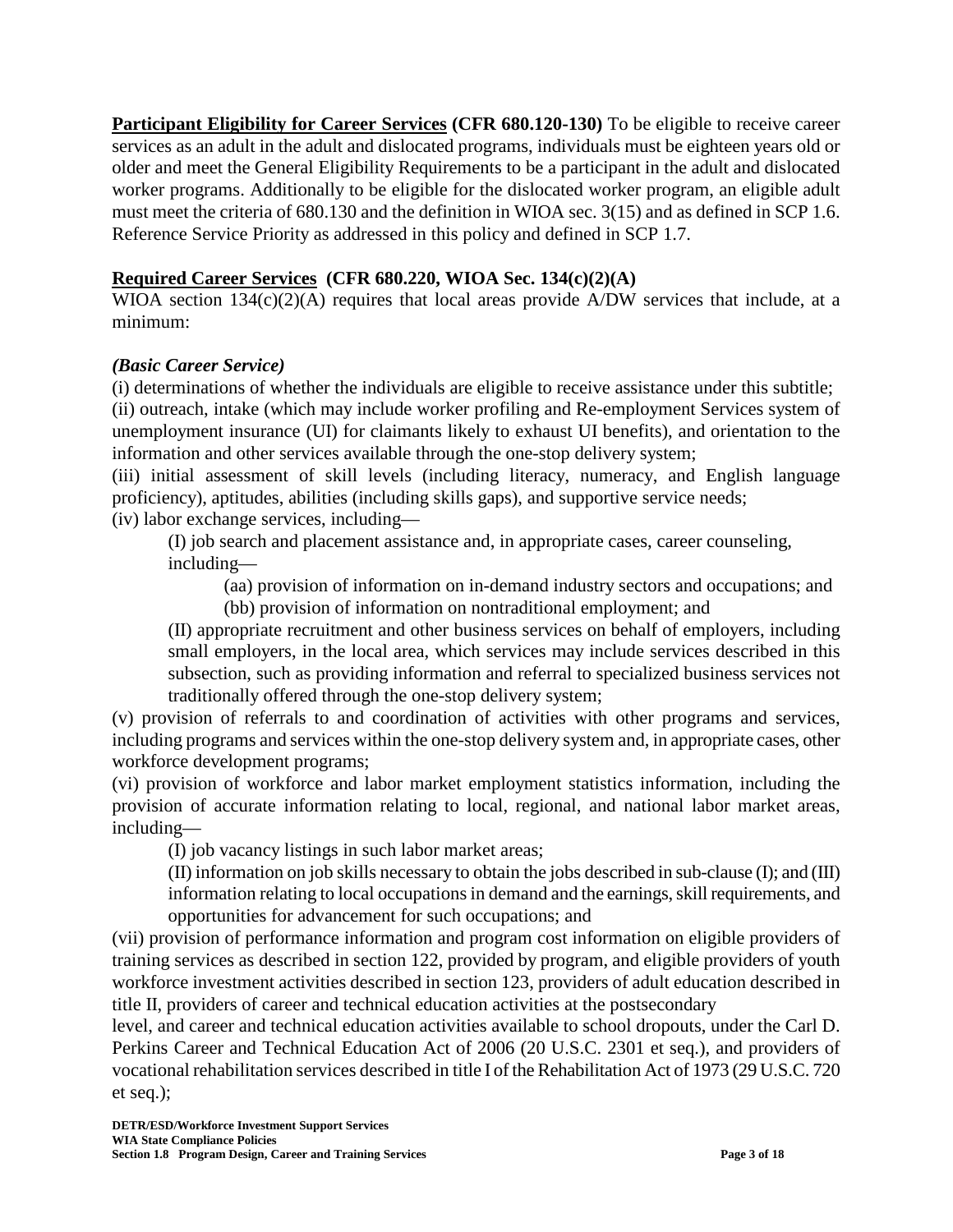**<u>Participant Eligibility for Career Services</u> (CFR 680.120-130)** To be eligible to receive career services as an adult in the adult and dislocated programs, individuals must be eighteen years old or older and meet the General Eligibility Requirements to be a participant in the adult and dislocated worker programs. Additionally to be eligible for the dislocated worker program, an eligible adult must meet the criteria of 680.130 and the definition in WIOA sec. 3(15) and as defined in SCP 1.6. Reference Service Priority as addressed in this policy and defined in SCP 1.7.

**<u>Required Career Services</u> (CFR 680.220, WIOA Sec. 134(c)(2)(A)**

WIOA section 134(c)(2)(A) requires that local areas provide A/DW services that include, at a minimum:

***(Basic Career Service)***

(i) determinations of whether the individuals are eligible to receive assistance under this subtitle;

(ii) outreach, intake (which may include worker profiling and Re-employment Services system of unemployment insurance (UI) for claimants likely to exhaust UI benefits), and orientation to the information and other services available through the one-stop delivery system;

(iii) initial assessment of skill levels (including literacy, numeracy, and English language proficiency), aptitudes, abilities (including skills gaps), and supportive service needs;

(iv) labor exchange services, including—

> (I) job search and placement assistance and, in appropriate cases, career counseling, including—
>
> > (aa) provision of information on in-demand industry sectors and occupations; and
> >
> > (bb) provision of information on nontraditional employment; and
>
> (II) appropriate recruitment and other business services on behalf of employers, including small employers, in the local area, which services may include services described in this subsection, such as providing information and referral to specialized business services not traditionally offered through the one-stop delivery system;

(v) provision of referrals to and coordination of activities with other programs and services, including programs and services within the one-stop delivery system and, in appropriate cases, other workforce development programs;

(vi) provision of workforce and labor market employment statistics information, including the provision of accurate information relating to local, regional, and national labor market areas, including—

> (I) job vacancy listings in such labor market areas;
>
> (II) information on job skills necessary to obtain the jobs described in sub-clause (I); and (III) information relating to local occupations in demand and the earnings, skill requirements, and opportunities for advancement for such occupations; and

(vii) provision of performance information and program cost information on eligible providers of training services as described in section 122, provided by program, and eligible providers of youth workforce investment activities described in section 123, providers of adult education described in title II, providers of career and technical education activities at the postsecondary level, and career and technical education activities available to school dropouts, under the Carl D. Perkins Career and Technical Education Act of 2006 (20 U.S.C. 2301 et seq.), and providers of vocational rehabilitation services described in title I of the Rehabilitation Act of 1973 (29 U.S.C. 720 et seq.);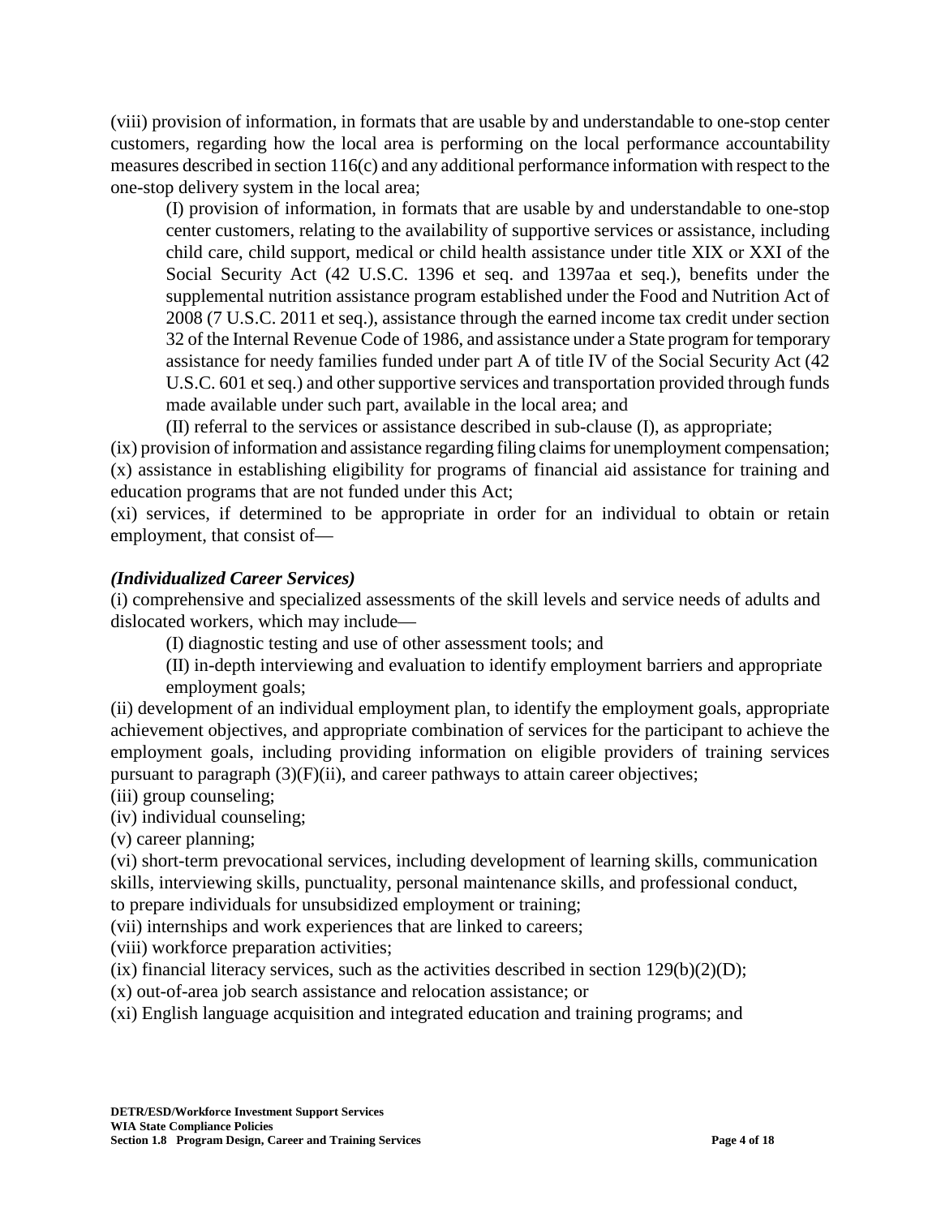(viii) provision of information, in formats that are usable by and understandable to one-stop center customers, regarding how the local area is performing on the local performance accountability measures described in section 116(c) and any additional performance information with respect to the one-stop delivery system in the local area;

(I) provision of information, in formats that are usable by and understandable to one-stop center customers, relating to the availability of supportive services or assistance, including child care, child support, medical or child health assistance under title XIX or XXI of the Social Security Act (42 U.S.C. 1396 et seq. and 1397aa et seq.), benefits under the supplemental nutrition assistance program established under the Food and Nutrition Act of 2008 (7 U.S.C. 2011 et seq.), assistance through the earned income tax credit under section 32 of the Internal Revenue Code of 1986, and assistance under a State program for temporary assistance for needy families funded under part A of title IV of the Social Security Act (42 U.S.C. 601 et seq.) and other supportive services and transportation provided through funds made available under such part, available in the local area; and

(II) referral to the services or assistance described in sub-clause (I), as appropriate;

(ix) provision of information and assistance regarding filing claims for unemployment compensation;

(x) assistance in establishing eligibility for programs of financial aid assistance for training and education programs that are not funded under this Act;

(xi) services, if determined to be appropriate in order for an individual to obtain or retain employment, that consist of—

***(Individualized Career Services)***

(i) comprehensive and specialized assessments of the skill levels and service needs of adults and dislocated workers, which may include—

(I) diagnostic testing and use of other assessment tools; and

(II) in-depth interviewing and evaluation to identify employment barriers and appropriate employment goals;

(ii) development of an individual employment plan, to identify the employment goals, appropriate achievement objectives, and appropriate combination of services for the participant to achieve the employment goals, including providing information on eligible providers of training services pursuant to paragraph (3)(F)(ii), and career pathways to attain career objectives;

(iii) group counseling;

(iv) individual counseling;

(v) career planning;

(vi) short-term prevocational services, including development of learning skills, communication skills, interviewing skills, punctuality, personal maintenance skills, and professional conduct, to prepare individuals for unsubsidized employment or training;

(vii) internships and work experiences that are linked to careers;

(viii) workforce preparation activities;

(ix) financial literacy services, such as the activities described in section 129(b)(2)(D);

(x) out-of-area job search assistance and relocation assistance; or

(xi) English language acquisition and integrated education and training programs; and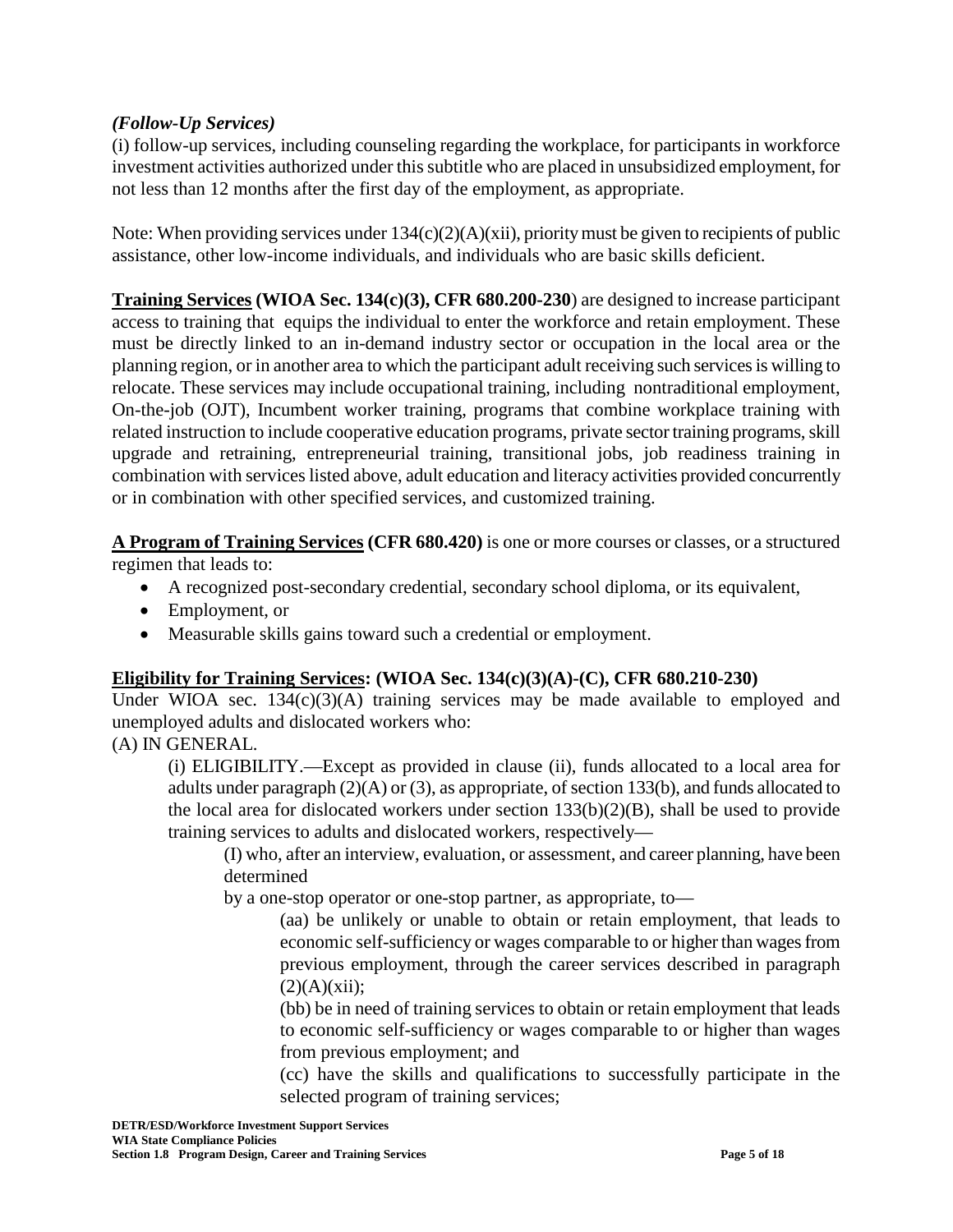*(Follow-Up Services)*

(i) follow-up services, including counseling regarding the workplace, for participants in workforce investment activities authorized under this subtitle who are placed in unsubsidized employment, for not less than 12 months after the first day of the employment, as appropriate.

Note: When providing services under 134(c)(2)(A)(xii), priority must be given to recipients of public assistance, other low-income individuals, and individuals who are basic skills deficient.

**Training Services (WIOA Sec. 134(c)(3), CFR 680.200-230**) are designed to increase participant access to training that equips the individual to enter the workforce and retain employment. These must be directly linked to an in-demand industry sector or occupation in the local area or the planning region, or in another area to which the participant adult receiving such services is willing to relocate. These services may include occupational training, including nontraditional employment, On-the-job (OJT), Incumbent worker training, programs that combine workplace training with related instruction to include cooperative education programs, private sector training programs, skill upgrade and retraining, entrepreneurial training, transitional jobs, job readiness training in combination with services listed above, adult education and literacy activities provided concurrently or in combination with other specified services, and customized training.

**A Program of Training Services (CFR 680.420)** is one or more courses or classes, or a structured regimen that leads to:

- A recognized post-secondary credential, secondary school diploma, or its equivalent,
- Employment, or
- Measurable skills gains toward such a credential or employment.

**Eligibility for Training Services: (WIOA Sec. 134(c)(3)(A)-(C), CFR 680.210-230)**

Under WIOA sec. 134(c)(3)(A) training services may be made available to employed and unemployed adults and dislocated workers who:

(A) IN GENERAL.

(i) ELIGIBILITY.—Except as provided in clause (ii), funds allocated to a local area for adults under paragraph (2)(A) or (3), as appropriate, of section 133(b), and funds allocated to the local area for dislocated workers under section 133(b)(2)(B), shall be used to provide training services to adults and dislocated workers, respectively—

(I) who, after an interview, evaluation, or assessment, and career planning, have been determined

by a one-stop operator or one-stop partner, as appropriate, to—

(aa) be unlikely or unable to obtain or retain employment, that leads to economic self-sufficiency or wages comparable to or higher than wages from previous employment, through the career services described in paragraph (2)(A)(xii);

(bb) be in need of training services to obtain or retain employment that leads to economic self-sufficiency or wages comparable to or higher than wages from previous employment; and

(cc) have the skills and qualifications to successfully participate in the selected program of training services;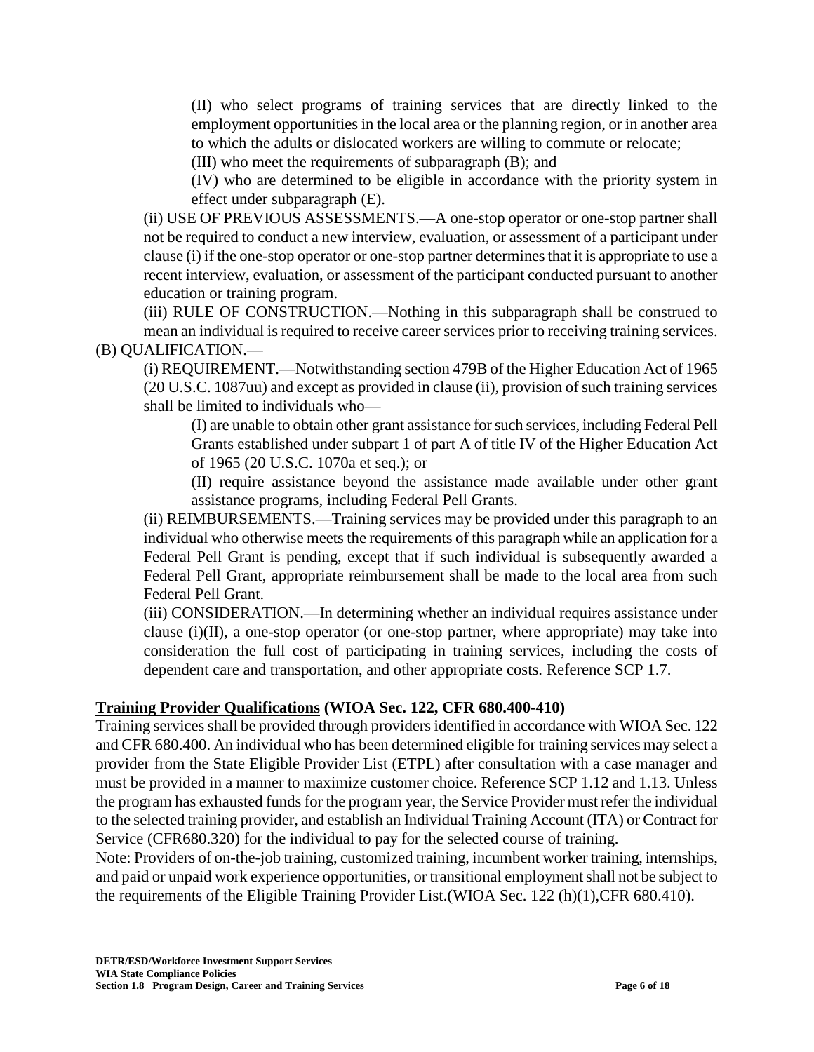(II) who select programs of training services that are directly linked to the employment opportunities in the local area or the planning region, or in another area to which the adults or dislocated workers are willing to commute or relocate;

(III) who meet the requirements of subparagraph (B); and

(IV) who are determined to be eligible in accordance with the priority system in effect under subparagraph (E).

(ii) USE OF PREVIOUS ASSESSMENTS.—A one-stop operator or one-stop partner shall not be required to conduct a new interview, evaluation, or assessment of a participant under clause (i) if the one-stop operator or one-stop partner determines that it is appropriate to use a recent interview, evaluation, or assessment of the participant conducted pursuant to another education or training program.

(iii) RULE OF CONSTRUCTION.—Nothing in this subparagraph shall be construed to mean an individual is required to receive career services prior to receiving training services.

(B) QUALIFICATION.—

(i) REQUIREMENT.—Notwithstanding section 479B of the Higher Education Act of 1965 (20 U.S.C. 1087uu) and except as provided in clause (ii), provision of such training services shall be limited to individuals who—

(I) are unable to obtain other grant assistance for such services, including Federal Pell Grants established under subpart 1 of part A of title IV of the Higher Education Act of 1965 (20 U.S.C. 1070a et seq.); or

(II) require assistance beyond the assistance made available under other grant assistance programs, including Federal Pell Grants.

(ii) REIMBURSEMENTS.—Training services may be provided under this paragraph to an individual who otherwise meets the requirements of this paragraph while an application for a Federal Pell Grant is pending, except that if such individual is subsequently awarded a Federal Pell Grant, appropriate reimbursement shall be made to the local area from such Federal Pell Grant.

(iii) CONSIDERATION.—In determining whether an individual requires assistance under clause (i)(II), a one-stop operator (or one-stop partner, where appropriate) may take into consideration the full cost of participating in training services, including the costs of dependent care and transportation, and other appropriate costs. Reference SCP 1.7.

**<u>Training Provider Qualifications</u> (WIOA Sec. 122, CFR 680.400-410)**

Training services shall be provided through providers identified in accordance with WIOA Sec. 122 and CFR 680.400. An individual who has been determined eligible for training services may select a provider from the State Eligible Provider List (ETPL) after consultation with a case manager and must be provided in a manner to maximize customer choice. Reference SCP 1.12 and 1.13. Unless the program has exhausted funds for the program year, the Service Provider must refer the individual to the selected training provider, and establish an Individual Training Account (ITA) or Contract for Service (CFR680.320) for the individual to pay for the selected course of training.

Note: Providers of on-the-job training, customized training, incumbent worker training, internships, and paid or unpaid work experience opportunities, or transitional employment shall not be subject to the requirements of the Eligible Training Provider List.(WIOA Sec. 122 (h)(1),CFR 680.410).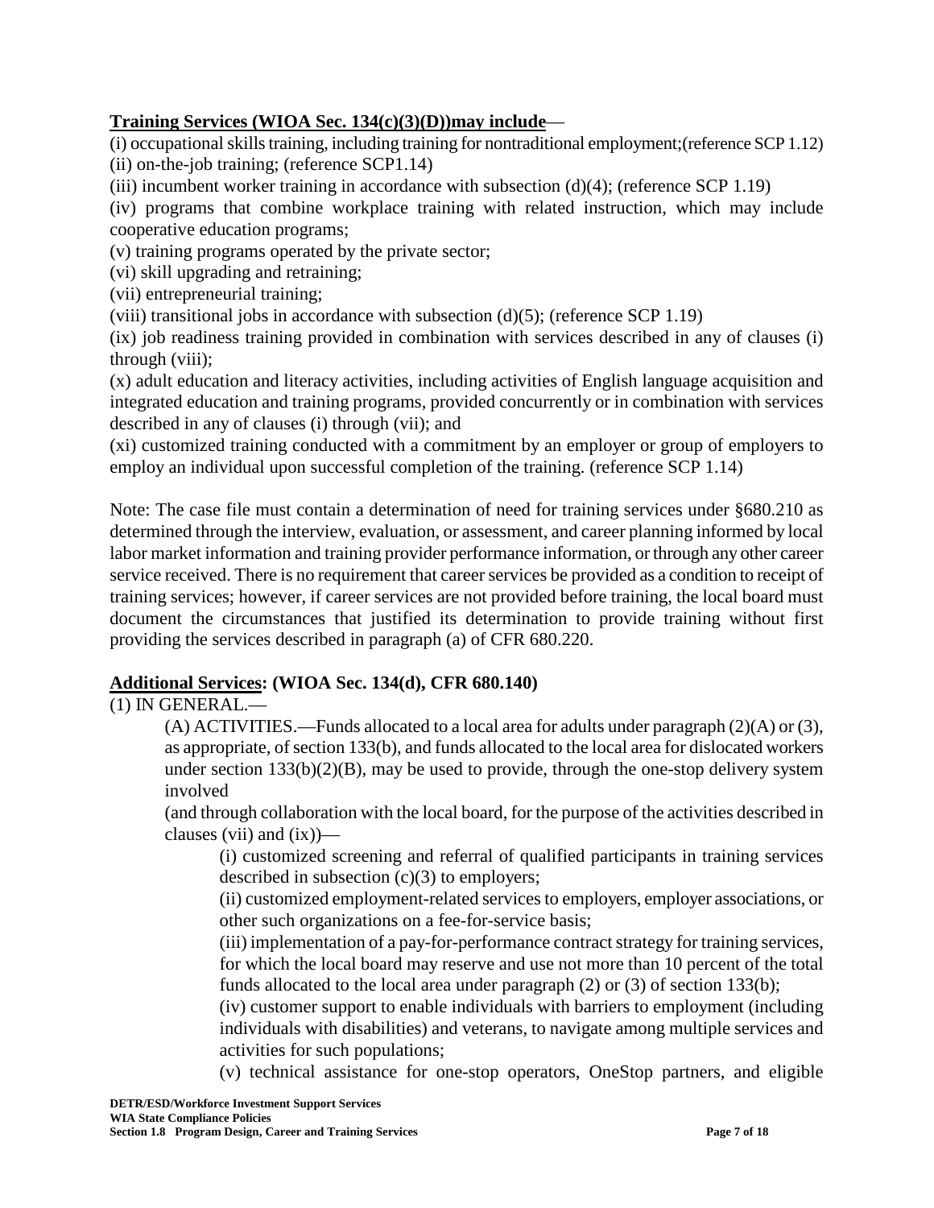**<u>Training Services (WIOA Sec. 134(c)(3)(D))may include</u>**—

(i) occupational skills training, including training for nontraditional employment;(reference SCP 1.12)
(ii) on-the-job training; (reference SCP1.14)
(iii) incumbent worker training in accordance with subsection (d)(4); (reference SCP 1.19)
(iv) programs that combine workplace training with related instruction, which may include cooperative education programs;
(v) training programs operated by the private sector;
(vi) skill upgrading and retraining;
(vii) entrepreneurial training;
(viii) transitional jobs in accordance with subsection (d)(5); (reference SCP 1.19)
(ix) job readiness training provided in combination with services described in any of clauses (i) through (viii);
(x) adult education and literacy activities, including activities of English language acquisition and integrated education and training programs, provided concurrently or in combination with services described in any of clauses (i) through (vii); and
(xi) customized training conducted with a commitment by an employer or group of employers to employ an individual upon successful completion of the training. (reference SCP 1.14)

Note: The case file must contain a determination of need for training services under §680.210 as determined through the interview, evaluation, or assessment, and career planning informed by local labor market information and training provider performance information, or through any other career service received. There is no requirement that career services be provided as a condition to receipt of training services; however, if career services are not provided before training, the local board must document the circumstances that justified its determination to provide training without first providing the services described in paragraph (a) of CFR 680.220.

**<u>Additional Services</u>: (WIOA Sec. 134(d), CFR 680.140)**

(1) IN GENERAL.—

(A) ACTIVITIES.—Funds allocated to a local area for adults under paragraph (2)(A) or (3), as appropriate, of section 133(b), and funds allocated to the local area for dislocated workers under section 133(b)(2)(B), may be used to provide, through the one-stop delivery system involved
(and through collaboration with the local board, for the purpose of the activities described in clauses (vii) and (ix))—

(i) customized screening and referral of qualified participants in training services described in subsection (c)(3) to employers;
(ii) customized employment-related services to employers, employer associations, or other such organizations on a fee-for-service basis;
(iii) implementation of a pay-for-performance contract strategy for training services, for which the local board may reserve and use not more than 10 percent of the total funds allocated to the local area under paragraph (2) or (3) of section 133(b);
(iv) customer support to enable individuals with barriers to employment (including individuals with disabilities) and veterans, to navigate among multiple services and activities for such populations;
(v) technical assistance for one-stop operators, OneStop partners, and eligible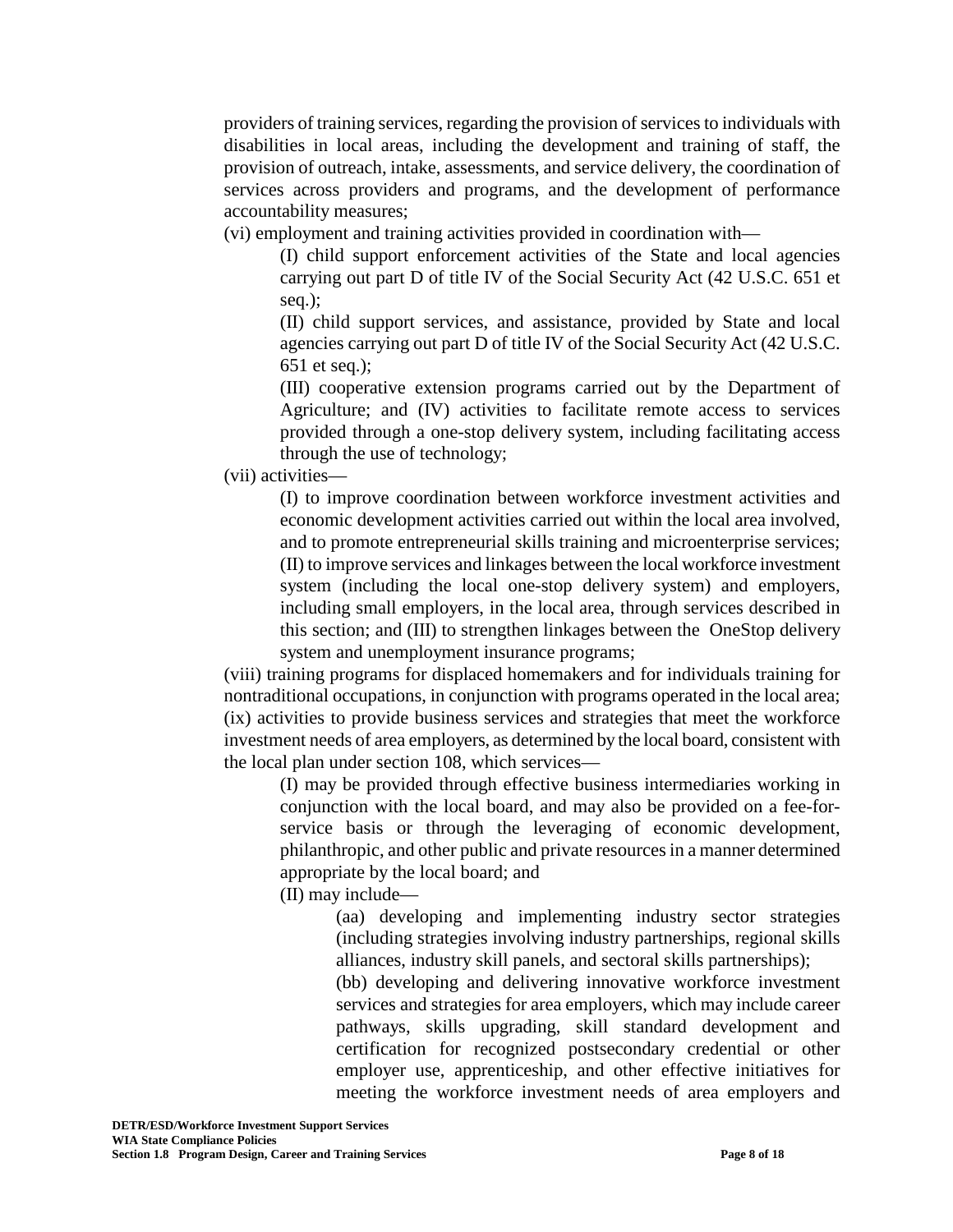providers of training services, regarding the provision of services to individuals with disabilities in local areas, including the development and training of staff, the provision of outreach, intake, assessments, and service delivery, the coordination of services across providers and programs, and the development of performance accountability measures;

(vi) employment and training activities provided in coordination with—

> (I) child support enforcement activities of the State and local agencies carrying out part D of title IV of the Social Security Act (42 U.S.C. 651 et seq.);
>
> (II) child support services, and assistance, provided by State and local agencies carrying out part D of title IV of the Social Security Act (42 U.S.C. 651 et seq.);
>
> (III) cooperative extension programs carried out by the Department of Agriculture; and (IV) activities to facilitate remote access to services provided through a one-stop delivery system, including facilitating access through the use of technology;

(vii) activities—

> (I) to improve coordination between workforce investment activities and economic development activities carried out within the local area involved, and to promote entrepreneurial skills training and microenterprise services;
> (II) to improve services and linkages between the local workforce investment system (including the local one-stop delivery system) and employers, including small employers, in the local area, through services described in this section; and (III) to strengthen linkages between the OneStop delivery system and unemployment insurance programs;

(viii) training programs for displaced homemakers and for individuals training for nontraditional occupations, in conjunction with programs operated in the local area;
(ix) activities to provide business services and strategies that meet the workforce investment needs of area employers, as determined by the local board, consistent with the local plan under section 108, which services—

> (I) may be provided through effective business intermediaries working in conjunction with the local board, and may also be provided on a fee-for-service basis or through the leveraging of economic development, philanthropic, and other public and private resources in a manner determined appropriate by the local board; and
>
> (II) may include—
>
> > (aa) developing and implementing industry sector strategies (including strategies involving industry partnerships, regional skills alliances, industry skill panels, and sectoral skills partnerships);
> > (bb) developing and delivering innovative workforce investment services and strategies for area employers, which may include career pathways, skills upgrading, skill standard development and certification for recognized postsecondary credential or other employer use, apprenticeship, and other effective initiatives for meeting the workforce investment needs of area employers and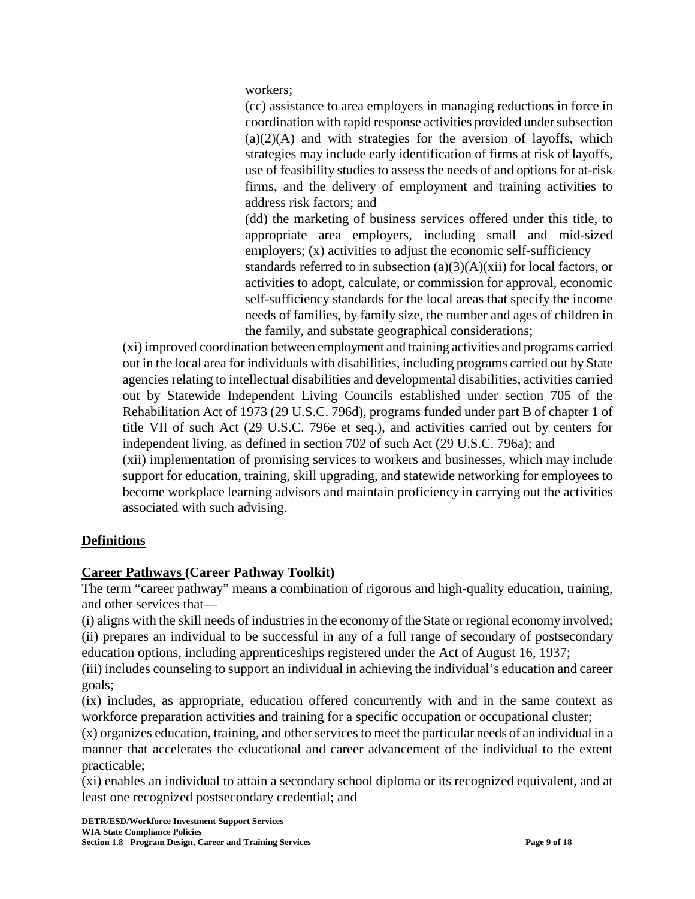workers;

(cc) assistance to area employers in managing reductions in force in coordination with rapid response activities provided under subsection (a)(2)(A) and with strategies for the aversion of layoffs, which strategies may include early identification of firms at risk of layoffs, use of feasibility studies to assess the needs of and options for at-risk firms, and the delivery of employment and training activities to address risk factors; and

(dd) the marketing of business services offered under this title, to appropriate area employers, including small and mid-sized employers; (x) activities to adjust the economic self-sufficiency standards referred to in subsection (a)(3)(A)(xii) for local factors, or activities to adopt, calculate, or commission for approval, economic self-sufficiency standards for the local areas that specify the income needs of families, by family size, the number and ages of children in the family, and substate geographical considerations;

(xi) improved coordination between employment and training activities and programs carried out in the local area for individuals with disabilities, including programs carried out by State agencies relating to intellectual disabilities and developmental disabilities, activities carried out by Statewide Independent Living Councils established under section 705 of the Rehabilitation Act of 1973 (29 U.S.C. 796d), programs funded under part B of chapter 1 of title VII of such Act (29 U.S.C. 796e et seq.), and activities carried out by centers for independent living, as defined in section 702 of such Act (29 U.S.C. 796a); and

(xii) implementation of promising services to workers and businesses, which may include support for education, training, skill upgrading, and statewide networking for employees to become workplace learning advisors and maintain proficiency in carrying out the activities associated with such advising.

**Definitions**

**Career Pathways (Career Pathway Toolkit)**

The term "career pathway" means a combination of rigorous and high-quality education, training, and other services that—

(i) aligns with the skill needs of industries in the economy of the State or regional economy involved;

(ii) prepares an individual to be successful in any of a full range of secondary of postsecondary education options, including apprenticeships registered under the Act of August 16, 1937;

(iii) includes counseling to support an individual in achieving the individual's education and career goals;

(ix) includes, as appropriate, education offered concurrently with and in the same context as workforce preparation activities and training for a specific occupation or occupational cluster;

(x) organizes education, training, and other services to meet the particular needs of an individual in a manner that accelerates the educational and career advancement of the individual to the extent practicable;

(xi) enables an individual to attain a secondary school diploma or its recognized equivalent, and at least one recognized postsecondary credential; and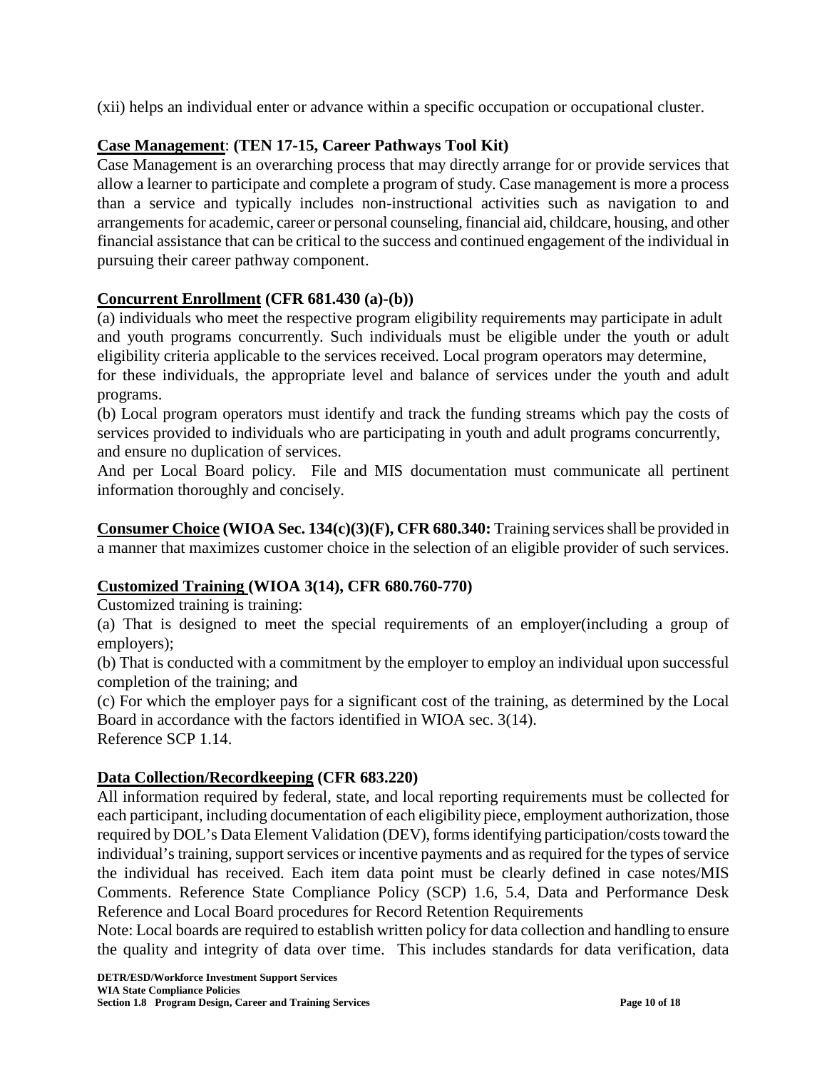(xii) helps an individual enter or advance within a specific occupation or occupational cluster.

**<u>Case Management</u>: (TEN 17-15, Career Pathways Tool Kit)**
Case Management is an overarching process that may directly arrange for or provide services that allow a learner to participate and complete a program of study. Case management is more a process than a service and typically includes non-instructional activities such as navigation to and arrangements for academic, career or personal counseling, financial aid, childcare, housing, and other financial assistance that can be critical to the success and continued engagement of the individual in pursuing their career pathway component.

**<u>Concurrent Enrollment</u> (CFR 681.430 (a)-(b))**
(a) individuals who meet the respective program eligibility requirements may participate in adult and youth programs concurrently. Such individuals must be eligible under the youth or adult eligibility criteria applicable to the services received. Local program operators may determine, for these individuals, the appropriate level and balance of services under the youth and adult programs.
(b) Local program operators must identify and track the funding streams which pay the costs of services provided to individuals who are participating in youth and adult programs concurrently, and ensure no duplication of services.
And per Local Board policy. File and MIS documentation must communicate all pertinent information thoroughly and concisely.

**<u>Consumer Choice</u> (WIOA Sec. 134(c)(3)(F), CFR 680.340:** Training services shall be provided in a manner that maximizes customer choice in the selection of an eligible provider of such services.

**<u>Customized Training</u> (WIOA 3(14), CFR 680.760-770)**
Customized training is training:
(a) That is designed to meet the special requirements of an employer(including a group of employers);
(b) That is conducted with a commitment by the employer to employ an individual upon successful completion of the training; and
(c) For which the employer pays for a significant cost of the training, as determined by the Local Board in accordance with the factors identified in WIOA sec. 3(14).
Reference SCP 1.14.

**<u>Data Collection/Recordkeeping</u> (CFR 683.220)**
All information required by federal, state, and local reporting requirements must be collected for each participant, including documentation of each eligibility piece, employment authorization, those required by DOL's Data Element Validation (DEV), forms identifying participation/costs toward the individual's training, support services or incentive payments and as required for the types of service the individual has received. Each item data point must be clearly defined in case notes/MIS Comments. Reference State Compliance Policy (SCP) 1.6, 5.4, Data and Performance Desk Reference and Local Board procedures for Record Retention Requirements
Note: Local boards are required to establish written policy for data collection and handling to ensure the quality and integrity of data over time. This includes standards for data verification, data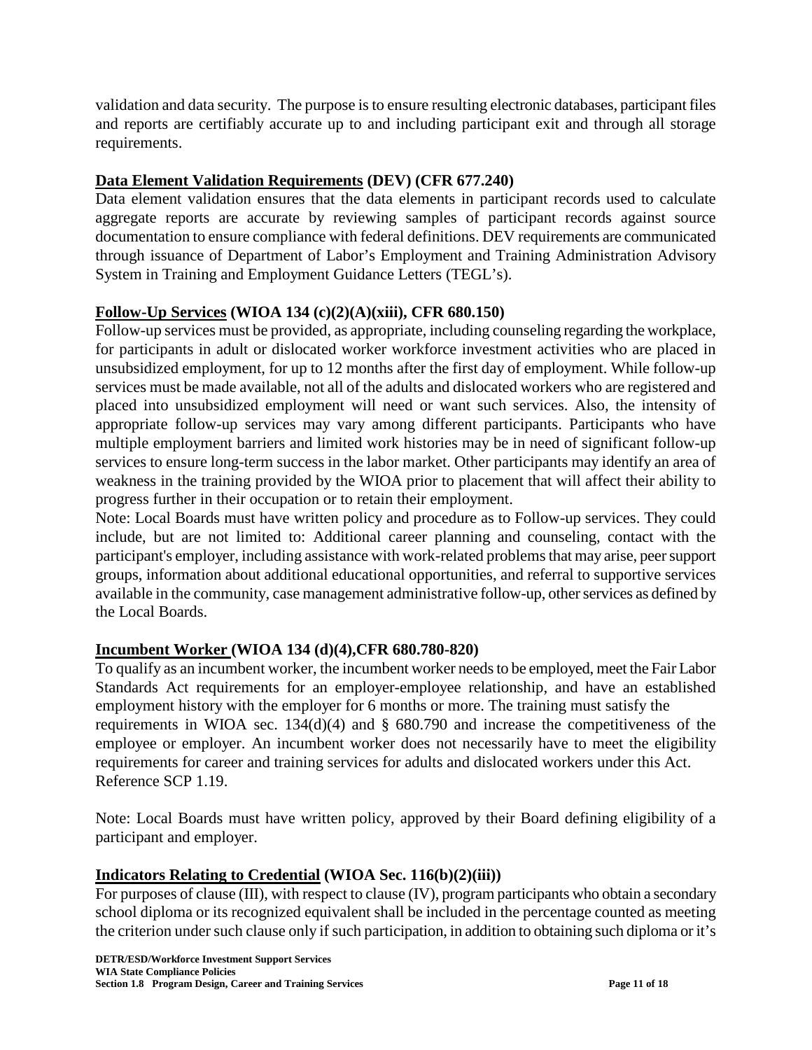validation and data security. The purpose is to ensure resulting electronic databases, participant files and reports are certifiably accurate up to and including participant exit and through all storage requirements.

**Data Element Validation Requirements (DEV) (CFR 677.240)**

Data element validation ensures that the data elements in participant records used to calculate aggregate reports are accurate by reviewing samples of participant records against source documentation to ensure compliance with federal definitions. DEV requirements are communicated through issuance of Department of Labor's Employment and Training Administration Advisory System in Training and Employment Guidance Letters (TEGL's).

**Follow-Up Services (WIOA 134 (c)(2)(A)(xiii), CFR 680.150)**

Follow-up services must be provided, as appropriate, including counseling regarding the workplace, for participants in adult or dislocated worker workforce investment activities who are placed in unsubsidized employment, for up to 12 months after the first day of employment. While follow-up services must be made available, not all of the adults and dislocated workers who are registered and placed into unsubsidized employment will need or want such services. Also, the intensity of appropriate follow-up services may vary among different participants. Participants who have multiple employment barriers and limited work histories may be in need of significant follow-up services to ensure long-term success in the labor market. Other participants may identify an area of weakness in the training provided by the WIOA prior to placement that will affect their ability to progress further in their occupation or to retain their employment.

Note: Local Boards must have written policy and procedure as to Follow-up services. They could include, but are not limited to: Additional career planning and counseling, contact with the participant's employer, including assistance with work-related problems that may arise, peer support groups, information about additional educational opportunities, and referral to supportive services available in the community, case management administrative follow-up, other services as defined by the Local Boards.

**Incumbent Worker (WIOA 134 (d)(4),CFR 680.780-820)**

To qualify as an incumbent worker, the incumbent worker needs to be employed, meet the Fair Labor Standards Act requirements for an employer-employee relationship, and have an established employment history with the employer for 6 months or more. The training must satisfy the requirements in WIOA sec. 134(d)(4) and § 680.790 and increase the competitiveness of the employee or employer. An incumbent worker does not necessarily have to meet the eligibility requirements for career and training services for adults and dislocated workers under this Act. Reference SCP 1.19.

Note: Local Boards must have written policy, approved by their Board defining eligibility of a participant and employer.

**Indicators Relating to Credential (WIOA Sec. 116(b)(2)(iii))**

For purposes of clause (III), with respect to clause (IV), program participants who obtain a secondary school diploma or its recognized equivalent shall be included in the percentage counted as meeting the criterion under such clause only if such participation, in addition to obtaining such diploma or it's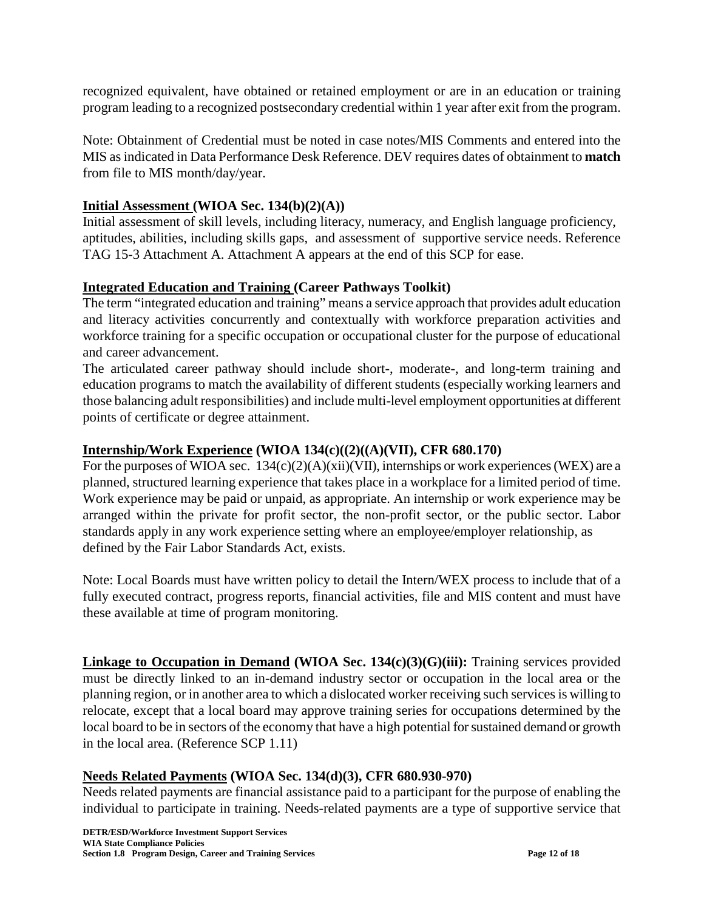recognized equivalent, have obtained or retained employment or are in an education or training program leading to a recognized postsecondary credential within 1 year after exit from the program.

Note: Obtainment of Credential must be noted in case notes/MIS Comments and entered into the MIS as indicated in Data Performance Desk Reference. DEV requires dates of obtainment to **match** from file to MIS month/day/year.

**<u>Initial Assessment</u> (WIOA Sec. 134(b)(2)(A))**
Initial assessment of skill levels, including literacy, numeracy, and English language proficiency, aptitudes, abilities, including skills gaps, and assessment of supportive service needs. Reference TAG 15-3 Attachment A. Attachment A appears at the end of this SCP for ease.

**<u>Integrated Education and Training</u> (Career Pathways Toolkit)**
The term "integrated education and training" means a service approach that provides adult education and literacy activities concurrently and contextually with workforce preparation activities and workforce training for a specific occupation or occupational cluster for the purpose of educational and career advancement.
The articulated career pathway should include short-, moderate-, and long-term training and education programs to match the availability of different students (especially working learners and those balancing adult responsibilities) and include multi-level employment opportunities at different points of certificate or degree attainment.

**<u>Internship/Work Experience</u> (WIOA 134(c)((2)((A)(VII), CFR 680.170)**
For the purposes of WIOA sec. 134(c)(2)(A)(xii)(VII), internships or work experiences (WEX) are a planned, structured learning experience that takes place in a workplace for a limited period of time. Work experience may be paid or unpaid, as appropriate. An internship or work experience may be arranged within the private for profit sector, the non-profit sector, or the public sector. Labor standards apply in any work experience setting where an employee/employer relationship, as defined by the Fair Labor Standards Act, exists.

Note: Local Boards must have written policy to detail the Intern/WEX process to include that of a fully executed contract, progress reports, financial activities, file and MIS content and must have these available at time of program monitoring.

**<u>Linkage to Occupation in Demand</u> (WIOA Sec. 134(c)(3)(G)(iii):** Training services provided must be directly linked to an in-demand industry sector or occupation in the local area or the planning region, or in another area to which a dislocated worker receiving such services is willing to relocate, except that a local board may approve training series for occupations determined by the local board to be in sectors of the economy that have a high potential for sustained demand or growth in the local area. (Reference SCP 1.11)

**<u>Needs Related Payments</u> (WIOA Sec. 134(d)(3), CFR 680.930-970)**
Needs related payments are financial assistance paid to a participant for the purpose of enabling the individual to participate in training. Needs-related payments are a type of supportive service that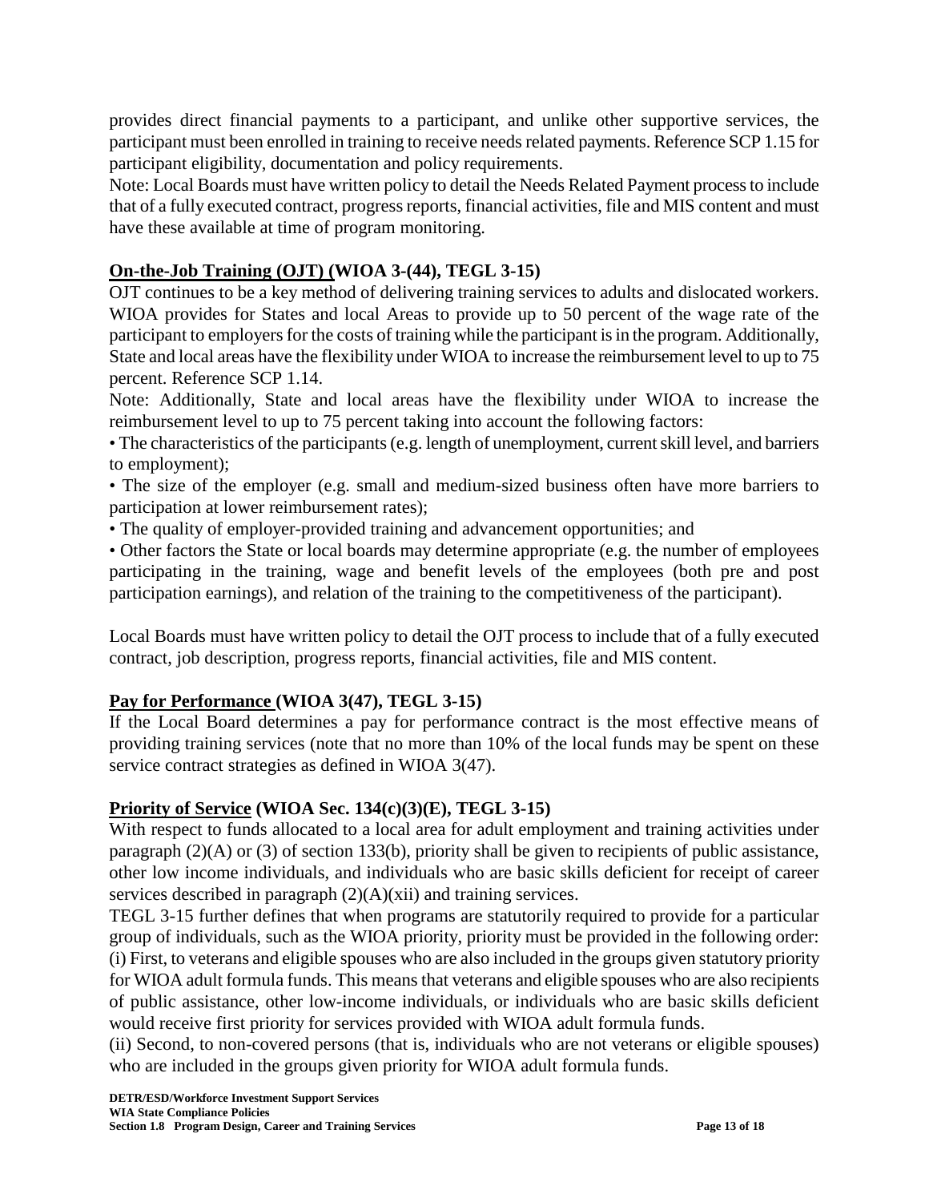provides direct financial payments to a participant, and unlike other supportive services, the participant must been enrolled in training to receive needs related payments. Reference SCP 1.15 for participant eligibility, documentation and policy requirements.

Note: Local Boards must have written policy to detail the Needs Related Payment process to include that of a fully executed contract, progress reports, financial activities, file and MIS content and must have these available at time of program monitoring.

**<u>On-the-Job Training (OJT) (</u>WIOA 3-(44), TEGL 3-15)**

OJT continues to be a key method of delivering training services to adults and dislocated workers. WIOA provides for States and local Areas to provide up to 50 percent of the wage rate of the participant to employers for the costs of training while the participant is in the program. Additionally, State and local areas have the flexibility under WIOA to increase the reimbursement level to up to 75 percent. Reference SCP 1.14.

Note: Additionally, State and local areas have the flexibility under WIOA to increase the reimbursement level to up to 75 percent taking into account the following factors:

- The characteristics of the participants (e.g. length of unemployment, current skill level, and barriers to employment);
- The size of the employer (e.g. small and medium-sized business often have more barriers to participation at lower reimbursement rates);
- The quality of employer-provided training and advancement opportunities; and
- Other factors the State or local boards may determine appropriate (e.g. the number of employees participating in the training, wage and benefit levels of the employees (both pre and post participation earnings), and relation of the training to the competitiveness of the participant).

Local Boards must have written policy to detail the OJT process to include that of a fully executed contract, job description, progress reports, financial activities, file and MIS content.

**<u>Pay for Performance (</u>WIOA 3(47), TEGL 3-15)**

If the Local Board determines a pay for performance contract is the most effective means of providing training services (note that no more than 10% of the local funds may be spent on these service contract strategies as defined in WIOA 3(47).

**<u>Priority of Service</u> (WIOA Sec. 134(c)(3)(E), TEGL 3-15)**

With respect to funds allocated to a local area for adult employment and training activities under paragraph (2)(A) or (3) of section 133(b), priority shall be given to recipients of public assistance, other low income individuals, and individuals who are basic skills deficient for receipt of career services described in paragraph (2)(A)(xii) and training services.

TEGL 3-15 further defines that when programs are statutorily required to provide for a particular group of individuals, such as the WIOA priority, priority must be provided in the following order:

(i) First, to veterans and eligible spouses who are also included in the groups given statutory priority for WIOA adult formula funds. This means that veterans and eligible spouses who are also recipients of public assistance, other low-income individuals, or individuals who are basic skills deficient would receive first priority for services provided with WIOA adult formula funds.

(ii) Second, to non-covered persons (that is, individuals who are not veterans or eligible spouses) who are included in the groups given priority for WIOA adult formula funds.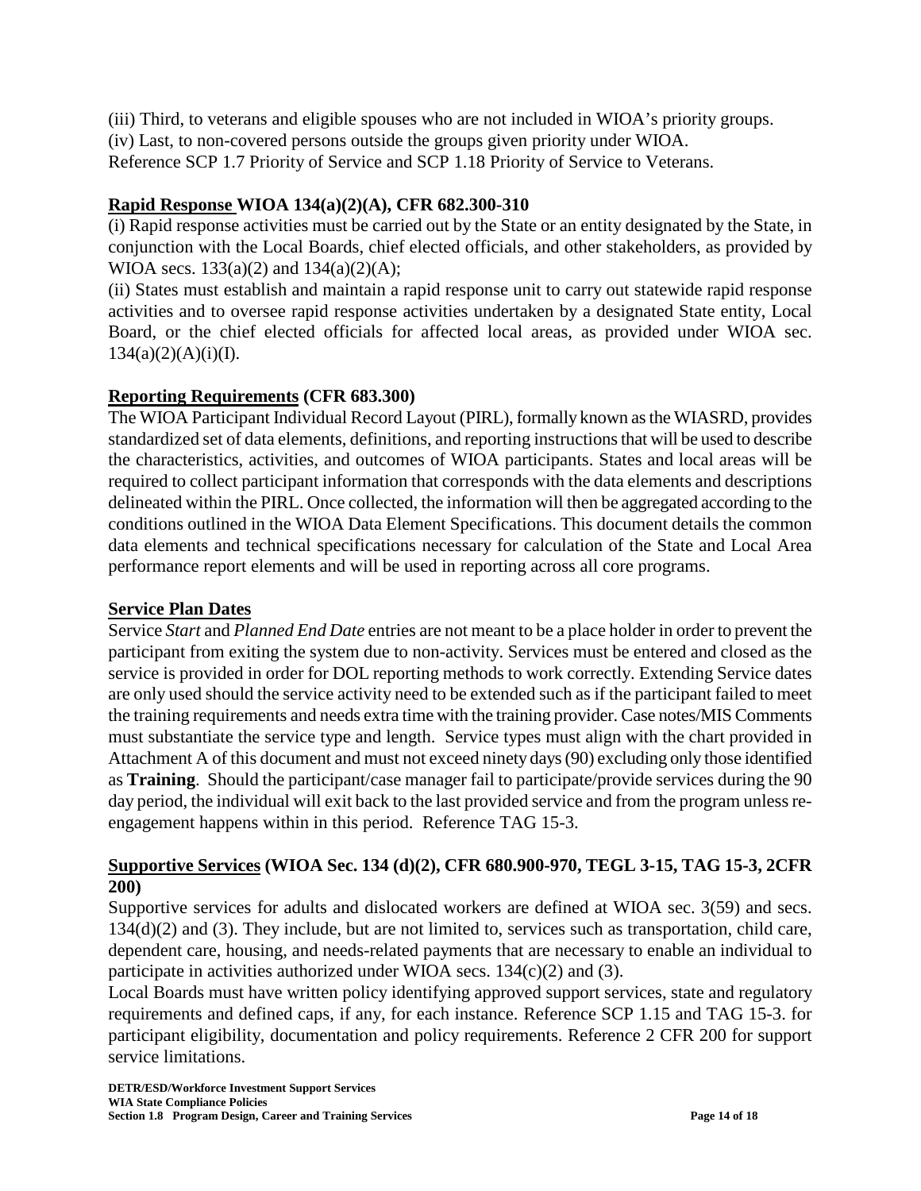(iii) Third, to veterans and eligible spouses who are not included in WIOA's priority groups.
(iv) Last, to non-covered persons outside the groups given priority under WIOA.
Reference SCP 1.7 Priority of Service and SCP 1.18 Priority of Service to Veterans.

**Rapid Response WIOA 134(a)(2)(A), CFR 682.300-310**

(i) Rapid response activities must be carried out by the State or an entity designated by the State, in conjunction with the Local Boards, chief elected officials, and other stakeholders, as provided by WIOA secs. 133(a)(2) and 134(a)(2)(A);
(ii) States must establish and maintain a rapid response unit to carry out statewide rapid response activities and to oversee rapid response activities undertaken by a designated State entity, Local Board, or the chief elected officials for affected local areas, as provided under WIOA sec. 134(a)(2)(A)(i)(I).

**Reporting Requirements (CFR 683.300)**

The WIOA Participant Individual Record Layout (PIRL), formally known as the WIASRD, provides standardized set of data elements, definitions, and reporting instructions that will be used to describe the characteristics, activities, and outcomes of WIOA participants. States and local areas will be required to collect participant information that corresponds with the data elements and descriptions delineated within the PIRL. Once collected, the information will then be aggregated according to the conditions outlined in the WIOA Data Element Specifications. This document details the common data elements and technical specifications necessary for calculation of the State and Local Area performance report elements and will be used in reporting across all core programs.

**Service Plan Dates**

Service *Start* and *Planned End Date* entries are not meant to be a place holder in order to prevent the participant from exiting the system due to non-activity. Services must be entered and closed as the service is provided in order for DOL reporting methods to work correctly. Extending Service dates are only used should the service activity need to be extended such as if the participant failed to meet the training requirements and needs extra time with the training provider. Case notes/MIS Comments must substantiate the service type and length. Service types must align with the chart provided in Attachment A of this document and must not exceed ninety days (90) excluding only those identified as **Training**. Should the participant/case manager fail to participate/provide services during the 90 day period, the individual will exit back to the last provided service and from the program unless re-engagement happens within in this period. Reference TAG 15-3.

**Supportive Services (WIOA Sec. 134 (d)(2), CFR 680.900-970, TEGL 3-15, TAG 15-3, 2CFR 200)**

Supportive services for adults and dislocated workers are defined at WIOA sec. 3(59) and secs. 134(d)(2) and (3). They include, but are not limited to, services such as transportation, child care, dependent care, housing, and needs-related payments that are necessary to enable an individual to participate in activities authorized under WIOA secs. 134(c)(2) and (3).
Local Boards must have written policy identifying approved support services, state and regulatory requirements and defined caps, if any, for each instance. Reference SCP 1.15 and TAG 15-3. for participant eligibility, documentation and policy requirements. Reference 2 CFR 200 for support service limitations.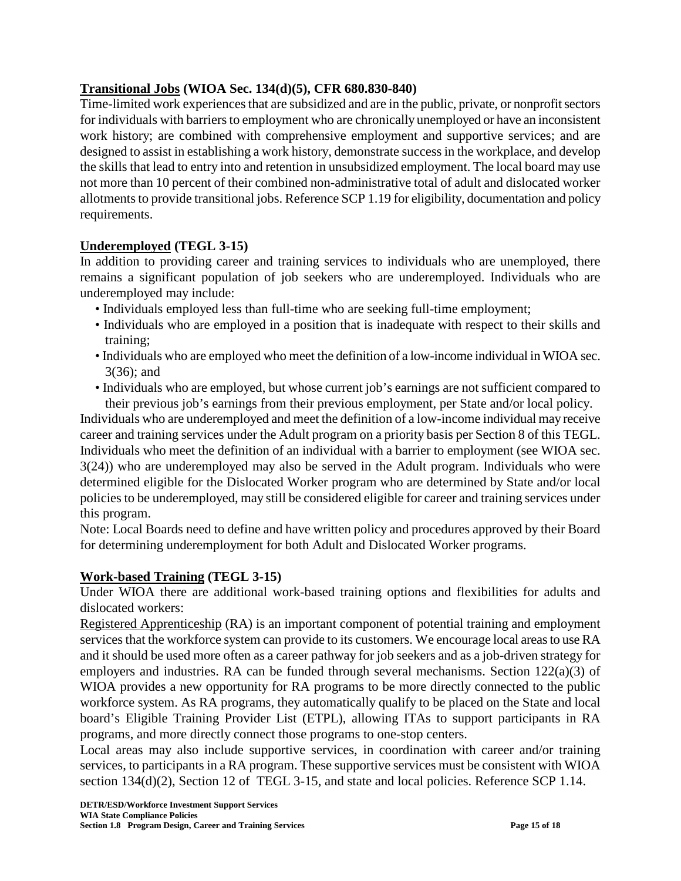**Transitional Jobs (WIOA Sec. 134(d)(5), CFR 680.830-840)**

Time-limited work experiences that are subsidized and are in the public, private, or nonprofit sectors for individuals with barriers to employment who are chronically unemployed or have an inconsistent work history; are combined with comprehensive employment and supportive services; and are designed to assist in establishing a work history, demonstrate success in the workplace, and develop the skills that lead to entry into and retention in unsubsidized employment. The local board may use not more than 10 percent of their combined non-administrative total of adult and dislocated worker allotments to provide transitional jobs. Reference SCP 1.19 for eligibility, documentation and policy requirements.

**Underemployed (TEGL 3-15)**

In addition to providing career and training services to individuals who are unemployed, there remains a significant population of job seekers who are underemployed. Individuals who are underemployed may include:

- Individuals employed less than full-time who are seeking full-time employment;
- Individuals who are employed in a position that is inadequate with respect to their skills and training;
- Individuals who are employed who meet the definition of a low-income individual in WIOA sec. 3(36); and
- Individuals who are employed, but whose current job's earnings are not sufficient compared to their previous job's earnings from their previous employment, per State and/or local policy.

Individuals who are underemployed and meet the definition of a low-income individual may receive career and training services under the Adult program on a priority basis per Section 8 of this TEGL. Individuals who meet the definition of an individual with a barrier to employment (see WIOA sec. 3(24)) who are underemployed may also be served in the Adult program. Individuals who were determined eligible for the Dislocated Worker program who are determined by State and/or local policies to be underemployed, may still be considered eligible for career and training services under this program.

Note: Local Boards need to define and have written policy and procedures approved by their Board for determining underemployment for both Adult and Dislocated Worker programs.

**Work-based Training (TEGL 3-15)**

Under WIOA there are additional work-based training options and flexibilities for adults and dislocated workers:

Registered Apprenticeship (RA) is an important component of potential training and employment services that the workforce system can provide to its customers. We encourage local areas to use RA and it should be used more often as a career pathway for job seekers and as a job-driven strategy for employers and industries. RA can be funded through several mechanisms. Section 122(a)(3) of WIOA provides a new opportunity for RA programs to be more directly connected to the public workforce system. As RA programs, they automatically qualify to be placed on the State and local board's Eligible Training Provider List (ETPL), allowing ITAs to support participants in RA programs, and more directly connect those programs to one-stop centers.

Local areas may also include supportive services, in coordination with career and/or training services, to participants in a RA program. These supportive services must be consistent with WIOA section 134(d)(2), Section 12 of TEGL 3-15, and state and local policies. Reference SCP 1.14.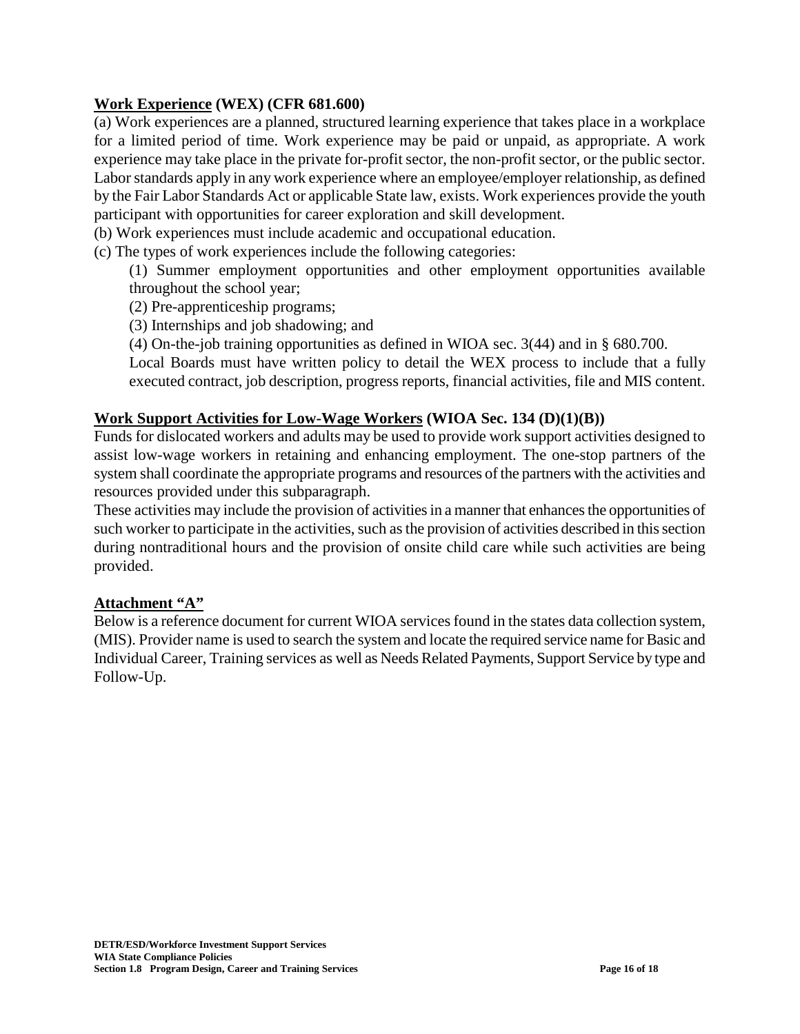**<u>Work Experience</u> (WEX) (CFR 681.600)**

(a) Work experiences are a planned, structured learning experience that takes place in a workplace for a limited period of time. Work experience may be paid or unpaid, as appropriate. A work experience may take place in the private for-profit sector, the non-profit sector, or the public sector. Labor standards apply in any work experience where an employee/employer relationship, as defined by the Fair Labor Standards Act or applicable State law, exists. Work experiences provide the youth participant with opportunities for career exploration and skill development.

(b) Work experiences must include academic and occupational education.

(c) The types of work experiences include the following categories:

> (1) Summer employment opportunities and other employment opportunities available throughout the school year;
>
> (2) Pre-apprenticeship programs;
>
> (3) Internships and job shadowing; and
>
> (4) On-the-job training opportunities as defined in WIOA sec. 3(44) and in § 680.700.
>
> Local Boards must have written policy to detail the WEX process to include that a fully executed contract, job description, progress reports, financial activities, file and MIS content.

**<u>Work Support Activities for Low-Wage Workers</u> (WIOA Sec. 134 (D)(1)(B))**

Funds for dislocated workers and adults may be used to provide work support activities designed to assist low-wage workers in retaining and enhancing employment. The one-stop partners of the system shall coordinate the appropriate programs and resources of the partners with the activities and resources provided under this subparagraph.

These activities may include the provision of activities in a manner that enhances the opportunities of such worker to participate in the activities, such as the provision of activities described in this section during nontraditional hours and the provision of onsite child care while such activities are being provided.

**<u>Attachment "A"</u>**

Below is a reference document for current WIOA services found in the states data collection system, (MIS). Provider name is used to search the system and locate the required service name for Basic and Individual Career, Training services as well as Needs Related Payments, Support Service by type and Follow-Up.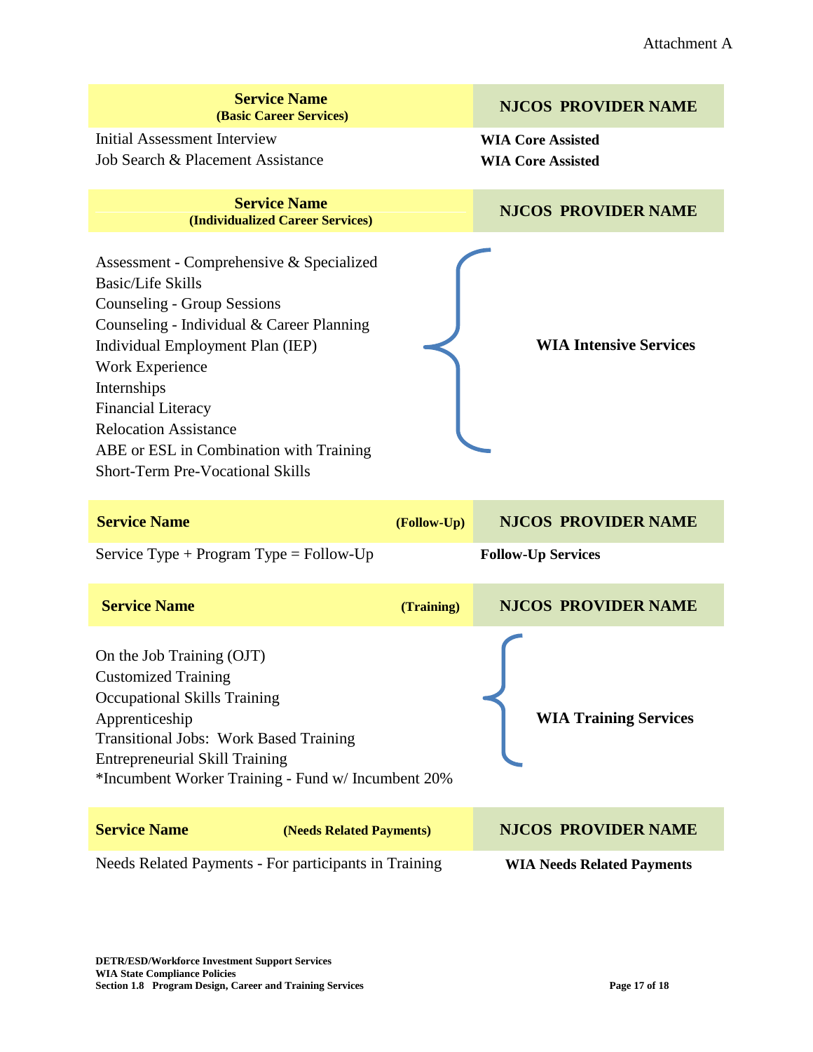Attachment A

| Service Name (Basic Career Services) | NJCOS PROVIDER NAME |
|---|---|
| Initial Assessment Interview | **WIA Core Assisted** |
| Job Search & Placement Assistance | **WIA Core Assisted** |

| Service Name (Individualized Career Services) | NJCOS PROVIDER NAME |
|---|---|
| Assessment - Comprehensive & Specialized<br>Basic/Life Skills<br>Counseling - Group Sessions<br>Counseling - Individual & Career Planning<br>Individual Employment Plan (IEP)<br>Work Experience<br>Internships<br>Financial Literacy<br>Relocation Assistance<br>ABE or ESL in Combination with Training<br>Short-Term Pre-Vocational Skills | **WIA Intensive Services** |

| Service Name (Follow-Up) | NJCOS PROVIDER NAME |
|---|---|
| Service Type + Program Type = Follow-Up | **Follow-Up Services** |

| Service Name (Training) | NJCOS PROVIDER NAME |
|---|---|
| On the Job Training (OJT)<br>Customized Training<br>Occupational Skills Training<br>Apprenticeship<br>Transitional Jobs: Work Based Training<br>Entrepreneurial Skill Training<br>*Incumbent Worker Training - Fund w/ Incumbent 20% | **WIA Training Services** |

| Service Name (Needs Related Payments) | NJCOS PROVIDER NAME |
|---|---|
| Needs Related Payments - For participants in Training | **WIA Needs Related Payments** |

**DETR/ESD/Workforce Investment Support Services**
**WIA State Compliance Policies**
**Section 1.8 Program Design, Career and Training Services**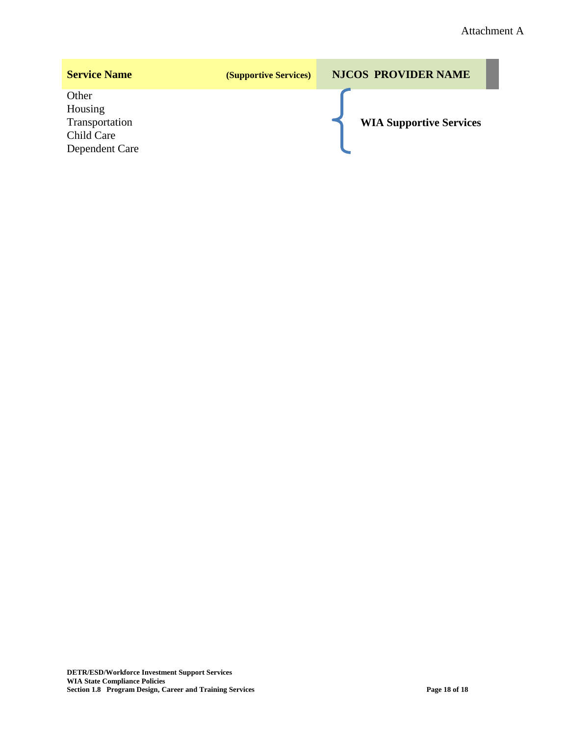Attachment A

| Service Name | (Supportive Services) | NJCOS PROVIDER NAME |
|---|---|---|
| Other | | WIA Supportive Services |
| Housing | | WIA Supportive Services |
| Transportation | | WIA Supportive Services |
| Child Care | | WIA Supportive Services |
| Dependent Care | | WIA Supportive Services |

**DETR/ESD/Workforce Investment Support Services**
**WIA State Compliance Policies**
**Section 1.8 Program Design, Career and Training Services**